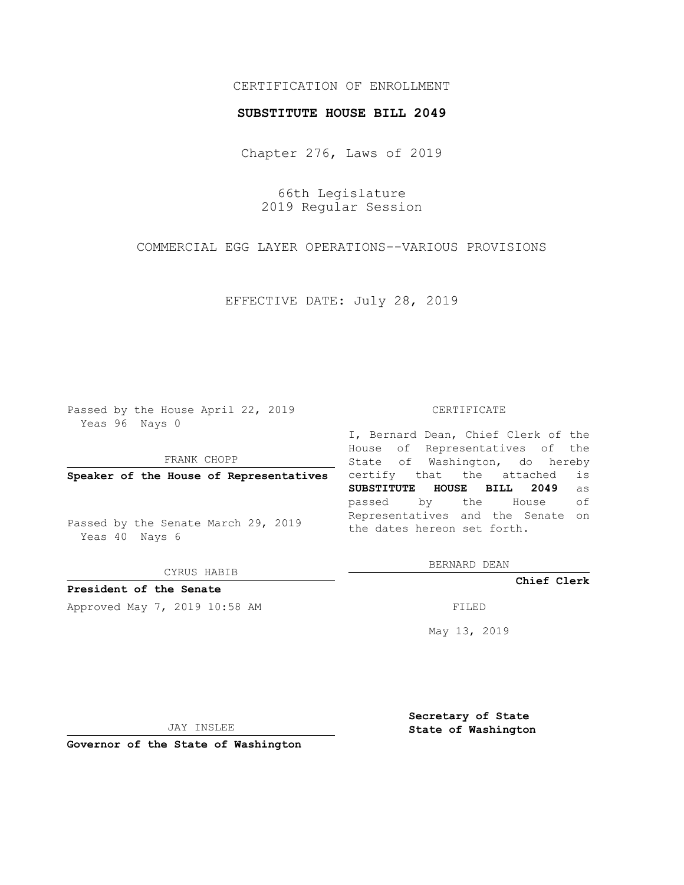CERTIFICATION OF ENROLLMENT

**SUBSTITUTE HOUSE BILL 2049**

Chapter 276, Laws of 2019

66th Legislature
2019 Regular Session

COMMERCIAL EGG LAYER OPERATIONS--VARIOUS PROVISIONS

EFFECTIVE DATE: July 28, 2019

Passed by the House April 22, 2019
Yeas 96 Nays 0

FRANK CHOPP

**Speaker of the House of Representatives**

Passed by the Senate March 29, 2019
Yeas 40 Nays 6

CYRUS HABIB

**President of the Senate**

Approved May 7, 2019 10:58 AM

JAY INSLEE

**Governor of the State of Washington**

CERTIFICATE

I, Bernard Dean, Chief Clerk of the House of Representatives of the State of Washington, do hereby certify that the attached is **SUBSTITUTE HOUSE BILL 2049** as passed by the House of Representatives and the Senate on the dates hereon set forth.

BERNARD DEAN

**Chief Clerk**

FILED

May 13, 2019

**Secretary of State**
**State of Washington**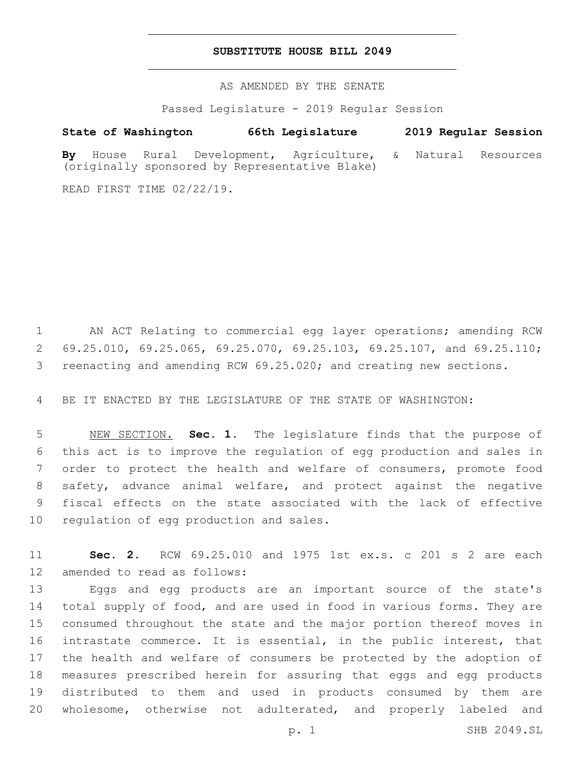# SUBSTITUTE HOUSE BILL 2049

AS AMENDED BY THE SENATE

Passed Legislature - 2019 Regular Session

**State of Washington 66th Legislature 2019 Regular Session**

**By** House Rural Development, Agriculture, & Natural Resources (originally sponsored by Representative Blake)

READ FIRST TIME 02/22/19.

AN ACT Relating to commercial egg layer operations; amending RCW 69.25.010, 69.25.065, 69.25.070, 69.25.103, 69.25.107, and 69.25.110; reenacting and amending RCW 69.25.020; and creating new sections.

BE IT ENACTED BY THE LEGISLATURE OF THE STATE OF WASHINGTON:

NEW SECTION. **Sec. 1.** The legislature finds that the purpose of this act is to improve the regulation of egg production and sales in order to protect the health and welfare of consumers, promote food safety, advance animal welfare, and protect against the negative fiscal effects on the state associated with the lack of effective regulation of egg production and sales.

**Sec. 2.** RCW 69.25.010 and 1975 1st ex.s. c 201 s 2 are each amended to read as follows:

Eggs and egg products are an important source of the state's total supply of food, and are used in food in various forms. They are consumed throughout the state and the major portion thereof moves in intrastate commerce. It is essential, in the public interest, that the health and welfare of consumers be protected by the adoption of measures prescribed herein for assuring that eggs and egg products distributed to them and used in products consumed by them are wholesome, otherwise not adulterated, and properly labeled and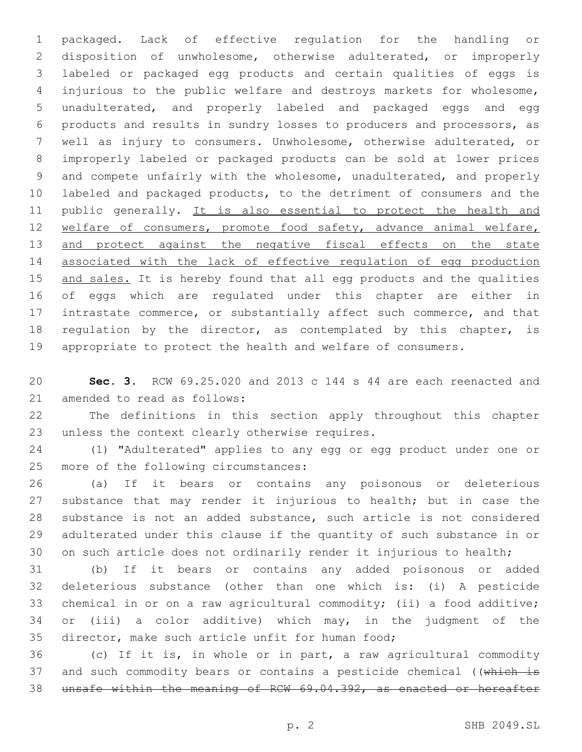packaged. Lack of effective regulation for the handling or disposition of unwholesome, otherwise adulterated, or improperly labeled or packaged egg products and certain qualities of eggs is injurious to the public welfare and destroys markets for wholesome, unadulterated, and properly labeled and packaged eggs and egg products and results in sundry losses to producers and processors, as well as injury to consumers. Unwholesome, otherwise adulterated, or improperly labeled or packaged products can be sold at lower prices and compete unfairly with the wholesome, unadulterated, and properly labeled and packaged products, to the detriment of consumers and the public generally. <u>It is also essential to protect the health and welfare of consumers, promote food safety, advance animal welfare, and protect against the negative fiscal effects on the state associated with the lack of effective regulation of egg production and sales.</u> It is hereby found that all egg products and the qualities of eggs which are regulated under this chapter are either in intrastate commerce, or substantially affect such commerce, and that regulation by the director, as contemplated by this chapter, is appropriate to protect the health and welfare of consumers.

**Sec. 3.** RCW 69.25.020 and 2013 c 144 s 44 are each reenacted and amended to read as follows:

The definitions in this section apply throughout this chapter unless the context clearly otherwise requires.

(1) "Adulterated" applies to any egg or egg product under one or more of the following circumstances:

(a) If it bears or contains any poisonous or deleterious substance that may render it injurious to health; but in case the substance is not an added substance, such article is not considered adulterated under this clause if the quantity of such substance in or on such article does not ordinarily render it injurious to health;

(b) If it bears or contains any added poisonous or added deleterious substance (other than one which is: (i) A pesticide chemical in or on a raw agricultural commodity; (ii) a food additive; or (iii) a color additive) which may, in the judgment of the director, make such article unfit for human food;

(c) If it is, in whole or in part, a raw agricultural commodity and such commodity bears or contains a pesticide chemical ((~~which is unsafe within the meaning of RCW 69.04.392, as enacted or hereafter~~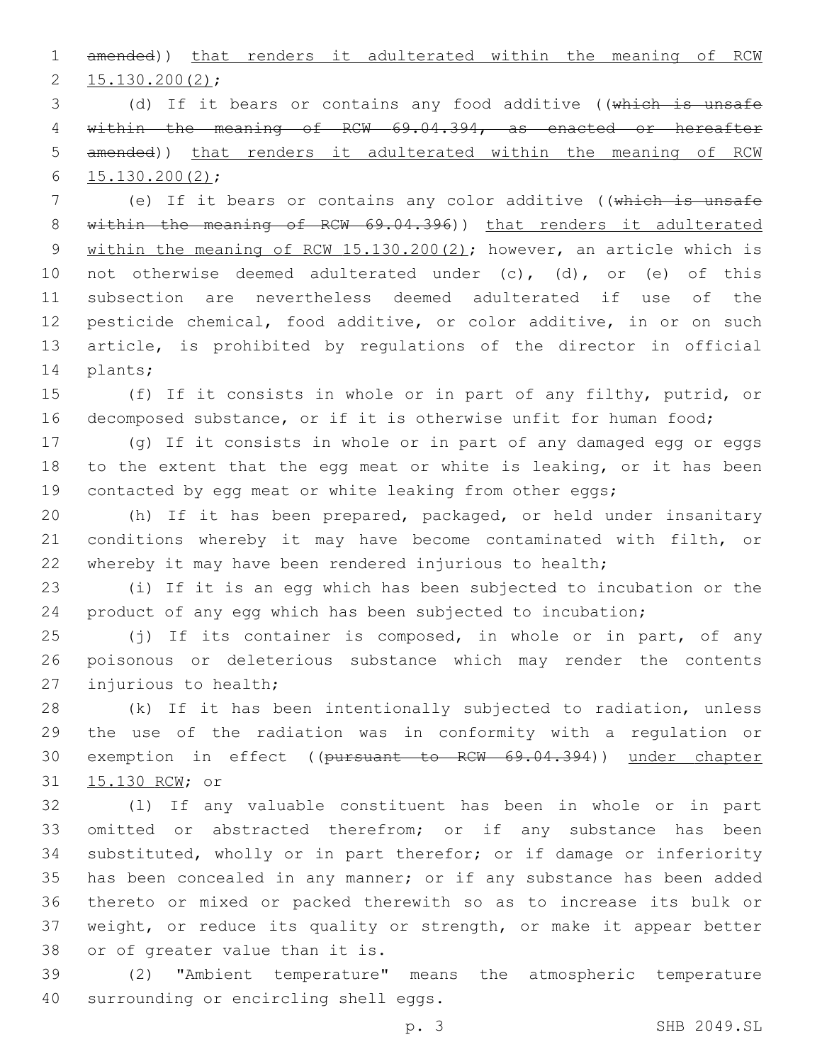amended)) that renders it adulterated within the meaning of RCW 15.130.200(2);

(d) If it bears or contains any food additive ((which is unsafe within the meaning of RCW 69.04.394, as enacted or hereafter amended)) that renders it adulterated within the meaning of RCW 15.130.200(2);

(e) If it bears or contains any color additive ((which is unsafe within the meaning of RCW 69.04.396)) that renders it adulterated within the meaning of RCW 15.130.200(2); however, an article which is not otherwise deemed adulterated under (c), (d), or (e) of this subsection are nevertheless deemed adulterated if use of the pesticide chemical, food additive, or color additive, in or on such article, is prohibited by regulations of the director in official plants;

(f) If it consists in whole or in part of any filthy, putrid, or decomposed substance, or if it is otherwise unfit for human food;

(g) If it consists in whole or in part of any damaged egg or eggs to the extent that the egg meat or white is leaking, or it has been contacted by egg meat or white leaking from other eggs;

(h) If it has been prepared, packaged, or held under insanitary conditions whereby it may have become contaminated with filth, or whereby it may have been rendered injurious to health;

(i) If it is an egg which has been subjected to incubation or the product of any egg which has been subjected to incubation;

(j) If its container is composed, in whole or in part, of any poisonous or deleterious substance which may render the contents injurious to health;

(k) If it has been intentionally subjected to radiation, unless the use of the radiation was in conformity with a regulation or exemption in effect ((pursuant to RCW 69.04.394)) under chapter 15.130 RCW; or

(l) If any valuable constituent has been in whole or in part omitted or abstracted therefrom; or if any substance has been substituted, wholly or in part therefor; or if damage or inferiority has been concealed in any manner; or if any substance has been added thereto or mixed or packed therewith so as to increase its bulk or weight, or reduce its quality or strength, or make it appear better or of greater value than it is.

(2) "Ambient temperature" means the atmospheric temperature surrounding or encircling shell eggs.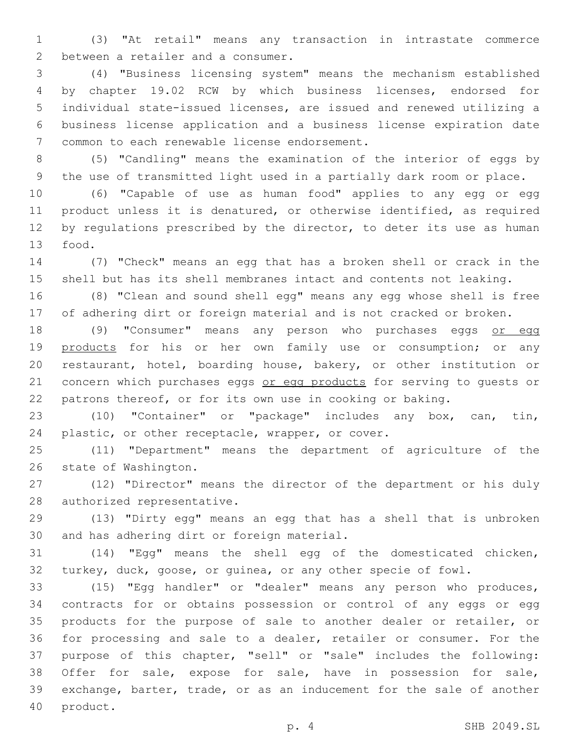(3) "At retail" means any transaction in intrastate commerce between a retailer and a consumer.

(4) "Business licensing system" means the mechanism established by chapter 19.02 RCW by which business licenses, endorsed for individual state-issued licenses, are issued and renewed utilizing a business license application and a business license expiration date common to each renewable license endorsement.

(5) "Candling" means the examination of the interior of eggs by the use of transmitted light used in a partially dark room or place.

(6) "Capable of use as human food" applies to any egg or egg product unless it is denatured, or otherwise identified, as required by regulations prescribed by the director, to deter its use as human food.

(7) "Check" means an egg that has a broken shell or crack in the shell but has its shell membranes intact and contents not leaking.

(8) "Clean and sound shell egg" means any egg whose shell is free of adhering dirt or foreign material and is not cracked or broken.

(9) "Consumer" means any person who purchases eggs <u>or egg products</u> for his or her own family use or consumption; or any restaurant, hotel, boarding house, bakery, or other institution or concern which purchases eggs <u>or egg products</u> for serving to guests or patrons thereof, or for its own use in cooking or baking.

(10) "Container" or "package" includes any box, can, tin, plastic, or other receptacle, wrapper, or cover.

(11) "Department" means the department of agriculture of the state of Washington.

(12) "Director" means the director of the department or his duly authorized representative.

(13) "Dirty egg" means an egg that has a shell that is unbroken and has adhering dirt or foreign material.

(14) "Egg" means the shell egg of the domesticated chicken, turkey, duck, goose, or guinea, or any other specie of fowl.

(15) "Egg handler" or "dealer" means any person who produces, contracts for or obtains possession or control of any eggs or egg products for the purpose of sale to another dealer or retailer, or for processing and sale to a dealer, retailer or consumer. For the purpose of this chapter, "sell" or "sale" includes the following: Offer for sale, expose for sale, have in possession for sale, exchange, barter, trade, or as an inducement for the sale of another product.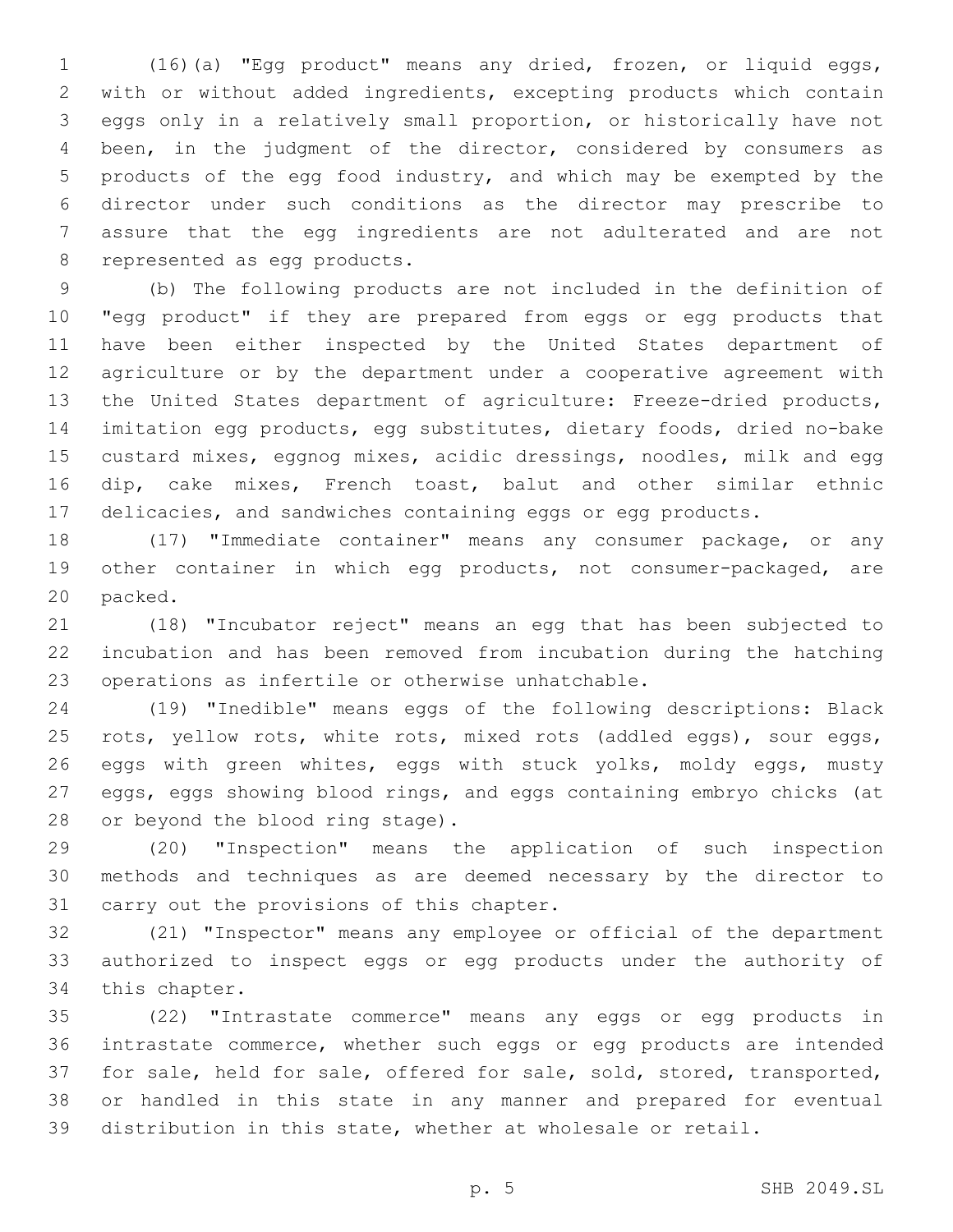(16)(a) "Egg product" means any dried, frozen, or liquid eggs, with or without added ingredients, excepting products which contain eggs only in a relatively small proportion, or historically have not been, in the judgment of the director, considered by consumers as products of the egg food industry, and which may be exempted by the director under such conditions as the director may prescribe to assure that the egg ingredients are not adulterated and are not represented as egg products.

(b) The following products are not included in the definition of "egg product" if they are prepared from eggs or egg products that have been either inspected by the United States department of agriculture or by the department under a cooperative agreement with the United States department of agriculture: Freeze-dried products, imitation egg products, egg substitutes, dietary foods, dried no-bake custard mixes, eggnog mixes, acidic dressings, noodles, milk and egg dip, cake mixes, French toast, balut and other similar ethnic delicacies, and sandwiches containing eggs or egg products.

(17) "Immediate container" means any consumer package, or any other container in which egg products, not consumer-packaged, are packed.

(18) "Incubator reject" means an egg that has been subjected to incubation and has been removed from incubation during the hatching operations as infertile or otherwise unhatchable.

(19) "Inedible" means eggs of the following descriptions: Black rots, yellow rots, white rots, mixed rots (addled eggs), sour eggs, eggs with green whites, eggs with stuck yolks, moldy eggs, musty eggs, eggs showing blood rings, and eggs containing embryo chicks (at or beyond the blood ring stage).

(20) "Inspection" means the application of such inspection methods and techniques as are deemed necessary by the director to carry out the provisions of this chapter.

(21) "Inspector" means any employee or official of the department authorized to inspect eggs or egg products under the authority of this chapter.

(22) "Intrastate commerce" means any eggs or egg products in intrastate commerce, whether such eggs or egg products are intended for sale, held for sale, offered for sale, sold, stored, transported, or handled in this state in any manner and prepared for eventual distribution in this state, whether at wholesale or retail.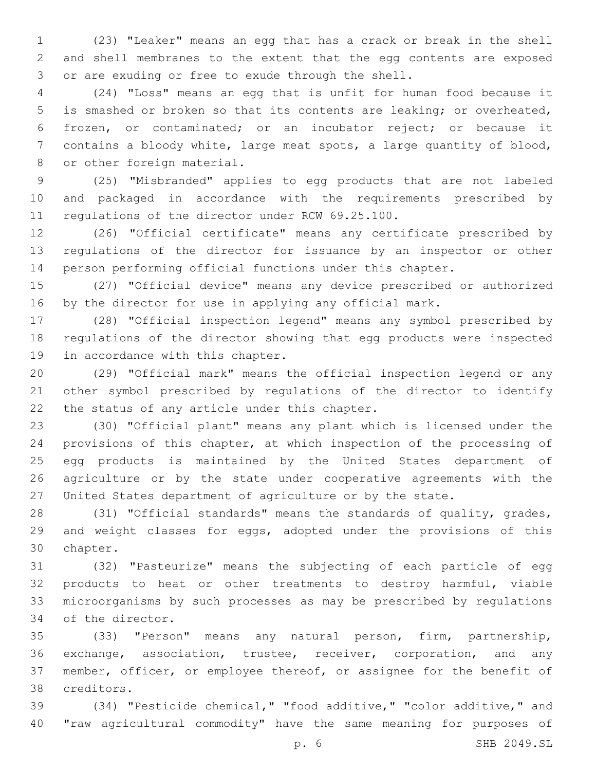(23) "Leaker" means an egg that has a crack or break in the shell and shell membranes to the extent that the egg contents are exposed or are exuding or free to exude through the shell.

(24) "Loss" means an egg that is unfit for human food because it is smashed or broken so that its contents are leaking; or overheated, frozen, or contaminated; or an incubator reject; or because it contains a bloody white, large meat spots, a large quantity of blood, or other foreign material.

(25) "Misbranded" applies to egg products that are not labeled and packaged in accordance with the requirements prescribed by regulations of the director under RCW 69.25.100.

(26) "Official certificate" means any certificate prescribed by regulations of the director for issuance by an inspector or other person performing official functions under this chapter.

(27) "Official device" means any device prescribed or authorized by the director for use in applying any official mark.

(28) "Official inspection legend" means any symbol prescribed by regulations of the director showing that egg products were inspected in accordance with this chapter.

(29) "Official mark" means the official inspection legend or any other symbol prescribed by regulations of the director to identify the status of any article under this chapter.

(30) "Official plant" means any plant which is licensed under the provisions of this chapter, at which inspection of the processing of egg products is maintained by the United States department of agriculture or by the state under cooperative agreements with the United States department of agriculture or by the state.

(31) "Official standards" means the standards of quality, grades, and weight classes for eggs, adopted under the provisions of this chapter.

(32) "Pasteurize" means the subjecting of each particle of egg products to heat or other treatments to destroy harmful, viable microorganisms by such processes as may be prescribed by regulations of the director.

(33) "Person" means any natural person, firm, partnership, exchange, association, trustee, receiver, corporation, and any member, officer, or employee thereof, or assignee for the benefit of creditors.

(34) "Pesticide chemical," "food additive," "color additive," and "raw agricultural commodity" have the same meaning for purposes of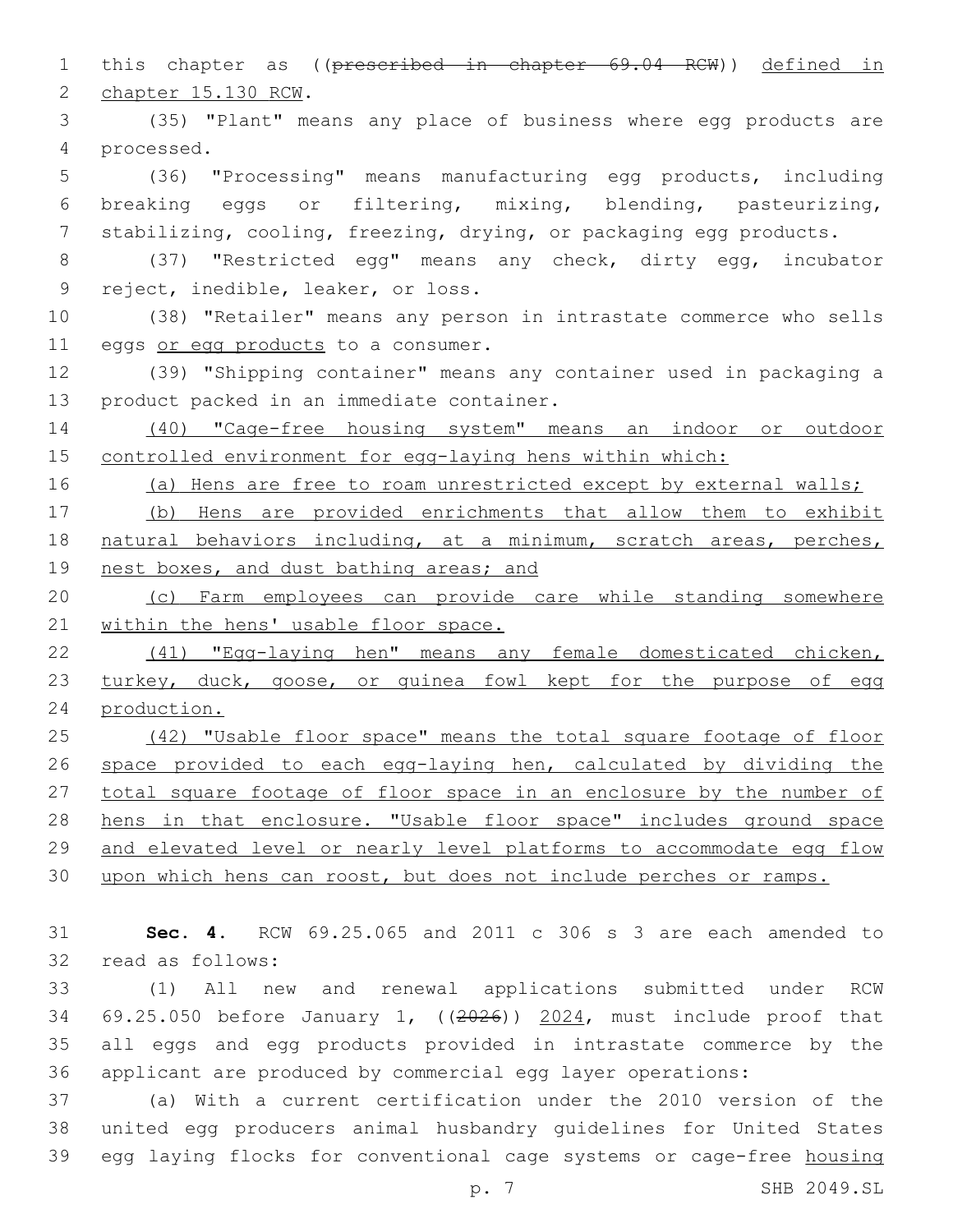this chapter as ((~~prescribed in chapter 69.04 RCW~~)) <u>defined in chapter 15.130 RCW</u>.

(35) "Plant" means any place of business where egg products are processed.

(36) "Processing" means manufacturing egg products, including breaking eggs or filtering, mixing, blending, pasteurizing, stabilizing, cooling, freezing, drying, or packaging egg products.

(37) "Restricted egg" means any check, dirty egg, incubator reject, inedible, leaker, or loss.

(38) "Retailer" means any person in intrastate commerce who sells eggs <u>or egg products</u> to a consumer.

(39) "Shipping container" means any container used in packaging a product packed in an immediate container.

<u>(40) "Cage-free housing system" means an indoor or outdoor controlled environment for egg-laying hens within which:</u>

<u>(a) Hens are free to roam unrestricted except by external walls;</u>

<u>(b) Hens are provided enrichments that allow them to exhibit natural behaviors including, at a minimum, scratch areas, perches, nest boxes, and dust bathing areas; and</u>

<u>(c) Farm employees can provide care while standing somewhere within the hens' usable floor space.</u>

<u>(41) "Egg-laying hen" means any female domesticated chicken, turkey, duck, goose, or guinea fowl kept for the purpose of egg production.</u>

<u>(42) "Usable floor space" means the total square footage of floor space provided to each egg-laying hen, calculated by dividing the total square footage of floor space in an enclosure by the number of hens in that enclosure. "Usable floor space" includes ground space and elevated level or nearly level platforms to accommodate egg flow upon which hens can roost, but does not include perches or ramps.</u>

**Sec. 4.** RCW 69.25.065 and 2011 c 306 s 3 are each amended to read as follows:

(1) All new and renewal applications submitted under RCW 69.25.050 before January 1, ((~~2026~~)) <u>2024</u>, must include proof that all eggs and egg products provided in intrastate commerce by the applicant are produced by commercial egg layer operations:

(a) With a current certification under the 2010 version of the united egg producers animal husbandry guidelines for United States egg laying flocks for conventional cage systems or cage-free <u>housing</u>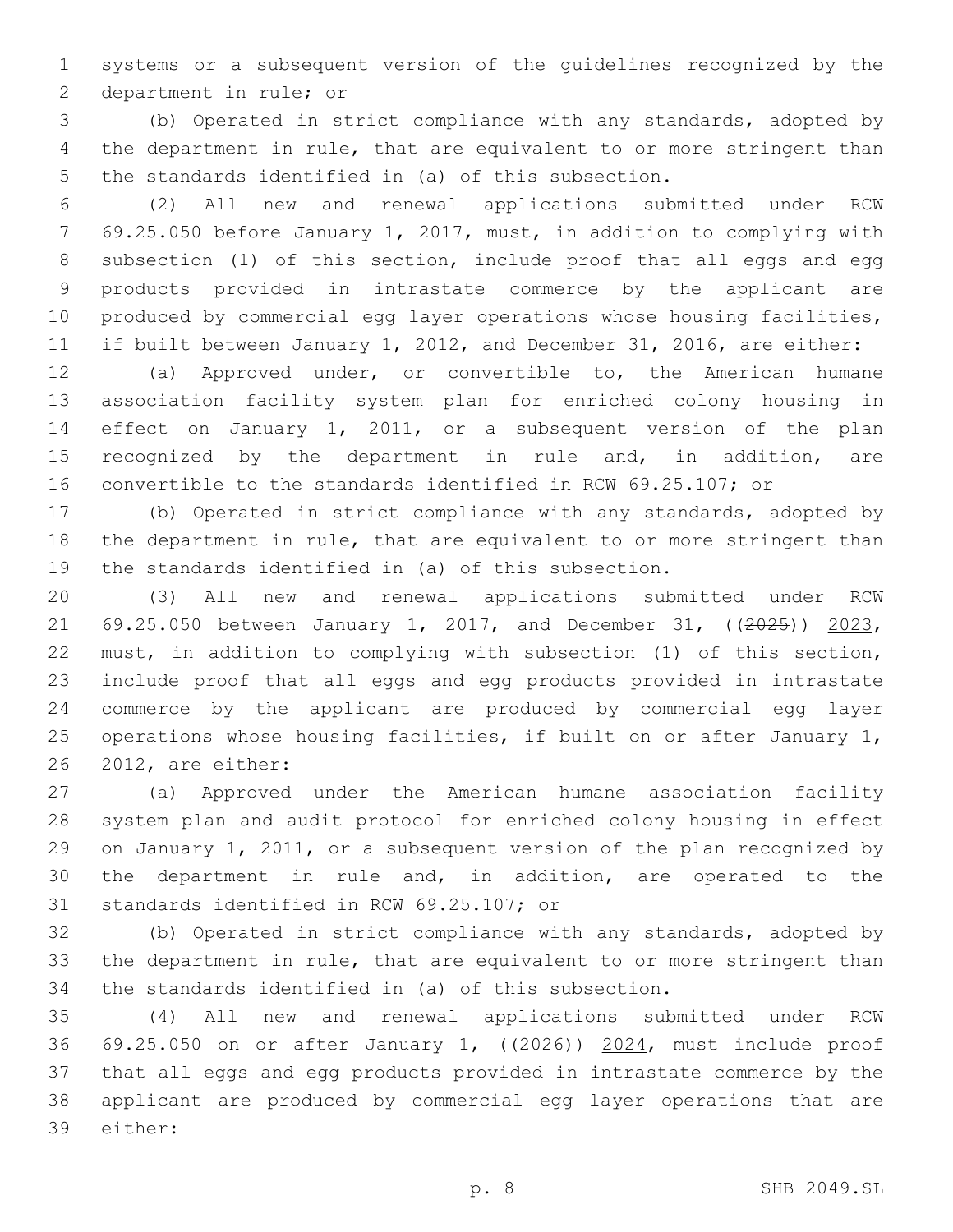systems or a subsequent version of the guidelines recognized by the department in rule; or

(b) Operated in strict compliance with any standards, adopted by the department in rule, that are equivalent to or more stringent than the standards identified in (a) of this subsection.

(2) All new and renewal applications submitted under RCW 69.25.050 before January 1, 2017, must, in addition to complying with subsection (1) of this section, include proof that all eggs and egg products provided in intrastate commerce by the applicant are produced by commercial egg layer operations whose housing facilities, if built between January 1, 2012, and December 31, 2016, are either:

(a) Approved under, or convertible to, the American humane association facility system plan for enriched colony housing in effect on January 1, 2011, or a subsequent version of the plan recognized by the department in rule and, in addition, are convertible to the standards identified in RCW 69.25.107; or

(b) Operated in strict compliance with any standards, adopted by the department in rule, that are equivalent to or more stringent than the standards identified in (a) of this subsection.

(3) All new and renewal applications submitted under RCW 69.25.050 between January 1, 2017, and December 31, ((~~2025~~)) 2023, must, in addition to complying with subsection (1) of this section, include proof that all eggs and egg products provided in intrastate commerce by the applicant are produced by commercial egg layer operations whose housing facilities, if built on or after January 1, 2012, are either:

(a) Approved under the American humane association facility system plan and audit protocol for enriched colony housing in effect on January 1, 2011, or a subsequent version of the plan recognized by the department in rule and, in addition, are operated to the standards identified in RCW 69.25.107; or

(b) Operated in strict compliance with any standards, adopted by the department in rule, that are equivalent to or more stringent than the standards identified in (a) of this subsection.

(4) All new and renewal applications submitted under RCW 69.25.050 on or after January 1, ((~~2026~~)) 2024, must include proof that all eggs and egg products provided in intrastate commerce by the applicant are produced by commercial egg layer operations that are either: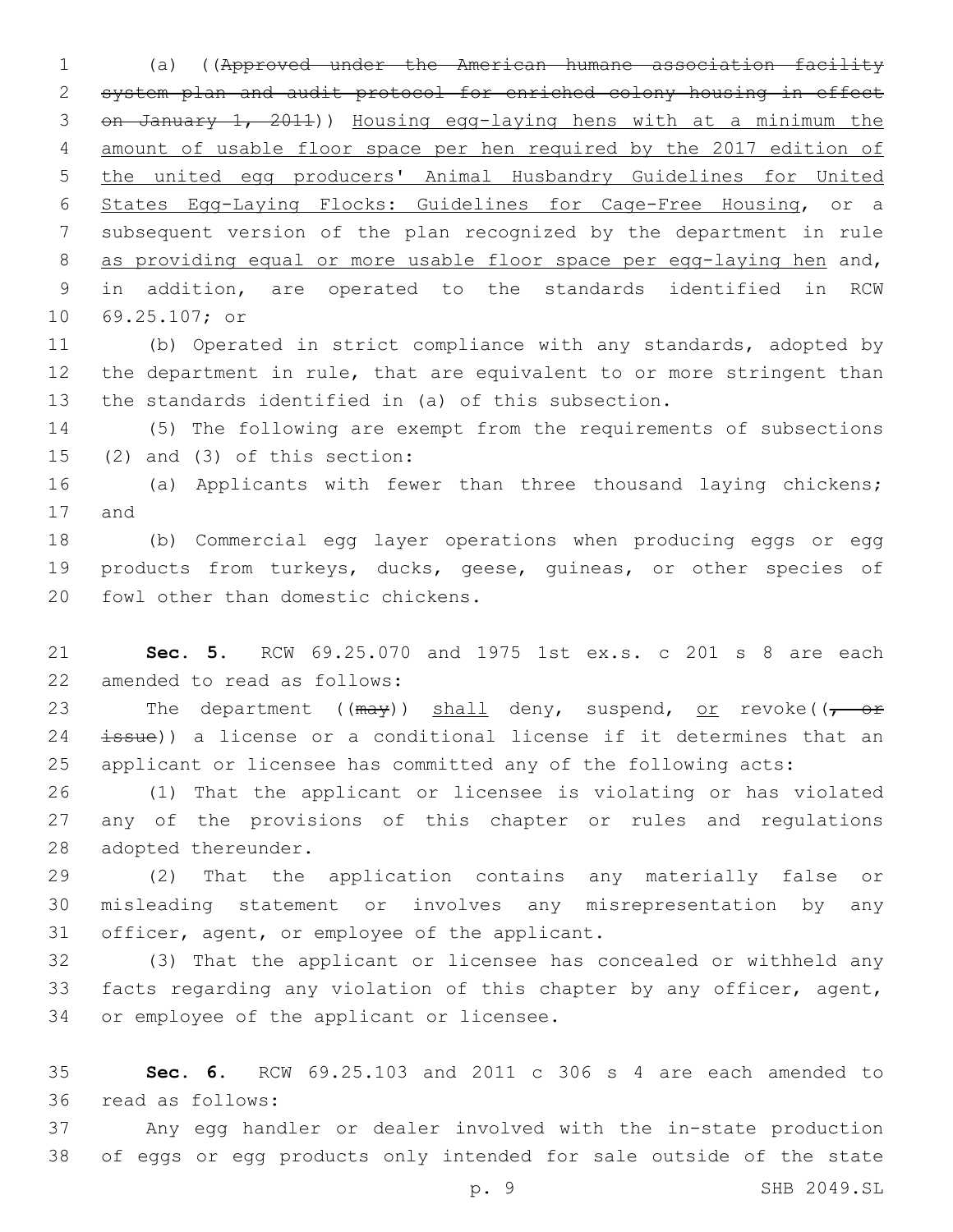(a) ((~~Approved under the American humane association facility system plan and audit protocol for enriched colony housing in effect on January 1, 2011~~)) Housing egg-laying hens with at a minimum the amount of usable floor space per hen required by the 2017 edition of the united egg producers' Animal Husbandry Guidelines for United States Egg-Laying Flocks: Guidelines for Cage-Free Housing, or a subsequent version of the plan recognized by the department in rule as providing equal or more usable floor space per egg-laying hen and, in addition, are operated to the standards identified in RCW 69.25.107; or

(b) Operated in strict compliance with any standards, adopted by the department in rule, that are equivalent to or more stringent than the standards identified in (a) of this subsection.

(5) The following are exempt from the requirements of subsections (2) and (3) of this section:

(a) Applicants with fewer than three thousand laying chickens; and

(b) Commercial egg layer operations when producing eggs or egg products from turkeys, ducks, geese, guineas, or other species of fowl other than domestic chickens.

**Sec. 5.** RCW 69.25.070 and 1975 1st ex.s. c 201 s 8 are each amended to read as follows:

The department ((~~may~~)) shall deny, suspend, or revoke((~~, or issue~~)) a license or a conditional license if it determines that an applicant or licensee has committed any of the following acts:

(1) That the applicant or licensee is violating or has violated any of the provisions of this chapter or rules and regulations adopted thereunder.

(2) That the application contains any materially false or misleading statement or involves any misrepresentation by any officer, agent, or employee of the applicant.

(3) That the applicant or licensee has concealed or withheld any facts regarding any violation of this chapter by any officer, agent, or employee of the applicant or licensee.

**Sec. 6.** RCW 69.25.103 and 2011 c 306 s 4 are each amended to read as follows:

Any egg handler or dealer involved with the in-state production of eggs or egg products only intended for sale outside of the state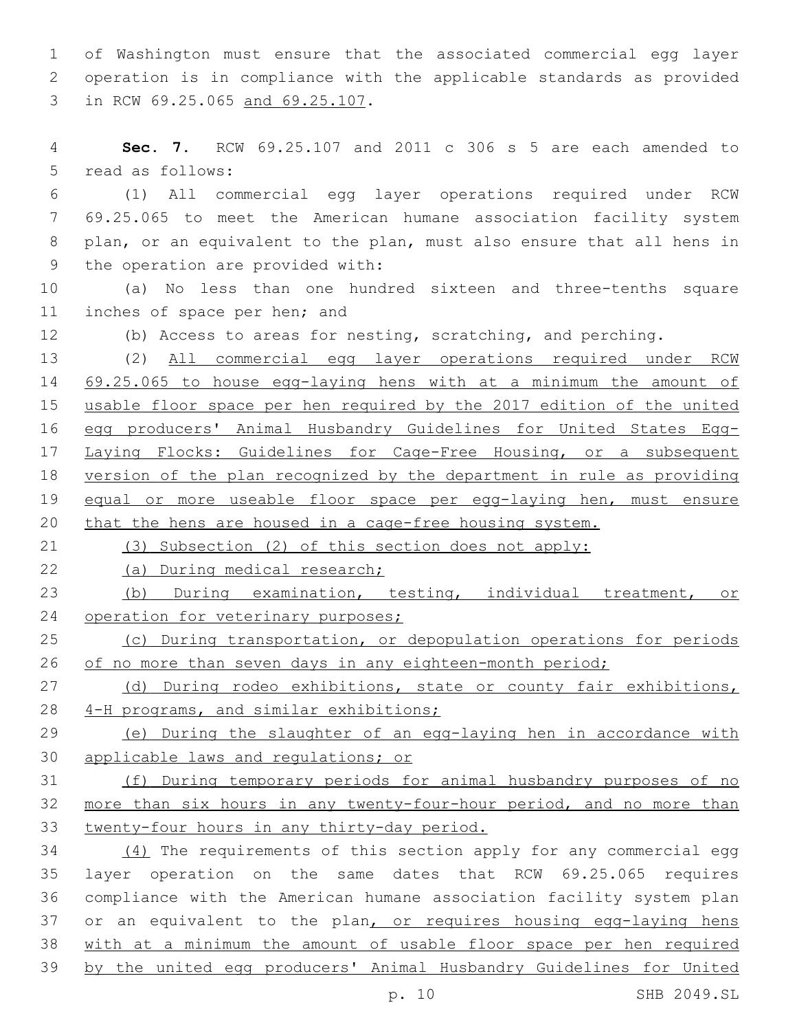of Washington must ensure that the associated commercial egg layer operation is in compliance with the applicable standards as provided in RCW 69.25.065 and 69.25.107.

**Sec. 7.** RCW 69.25.107 and 2011 c 306 s 5 are each amended to read as follows:

(1) All commercial egg layer operations required under RCW 69.25.065 to meet the American humane association facility system plan, or an equivalent to the plan, must also ensure that all hens in the operation are provided with:

(a) No less than one hundred sixteen and three-tenths square inches of space per hen; and

(b) Access to areas for nesting, scratching, and perching.

(2) All commercial egg layer operations required under RCW 69.25.065 to house egg-laying hens with at a minimum the amount of usable floor space per hen required by the 2017 edition of the united egg producers' Animal Husbandry Guidelines for United States Egg-Laying Flocks: Guidelines for Cage-Free Housing, or a subsequent version of the plan recognized by the department in rule as providing equal or more useable floor space per egg-laying hen, must ensure that the hens are housed in a cage-free housing system.

(3) Subsection (2) of this section does not apply:

(a) During medical research;

(b) During examination, testing, individual treatment, or operation for veterinary purposes;

(c) During transportation, or depopulation operations for periods of no more than seven days in any eighteen-month period;

(d) During rodeo exhibitions, state or county fair exhibitions, 4-H programs, and similar exhibitions;

(e) During the slaughter of an egg-laying hen in accordance with applicable laws and regulations; or

(f) During temporary periods for animal husbandry purposes of no more than six hours in any twenty-four-hour period, and no more than twenty-four hours in any thirty-day period.

(4) The requirements of this section apply for any commercial egg layer operation on the same dates that RCW 69.25.065 requires compliance with the American humane association facility system plan or an equivalent to the plan, or requires housing egg-laying hens with at a minimum the amount of usable floor space per hen required by the united egg producers' Animal Husbandry Guidelines for United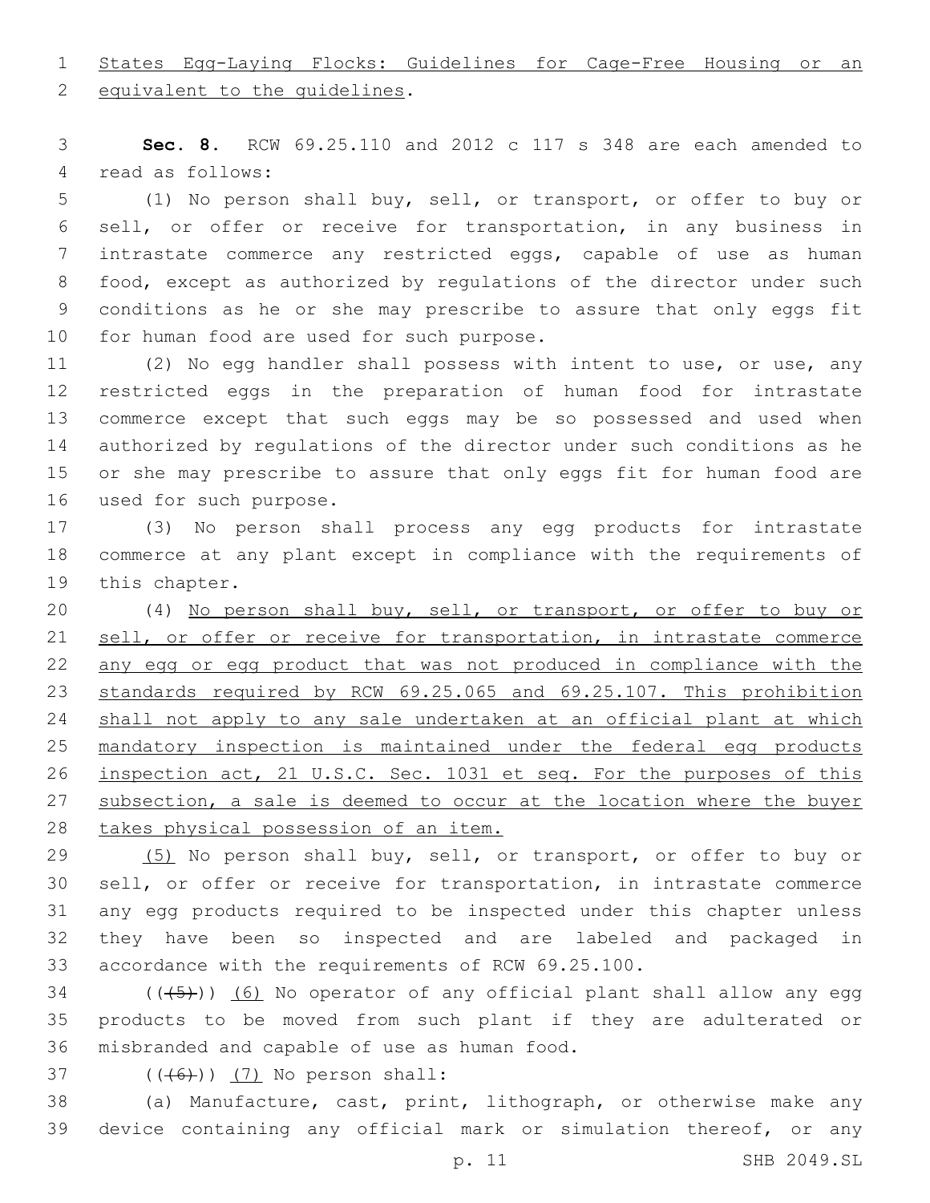States Egg-Laying Flocks: Guidelines for Cage-Free Housing or an equivalent to the guidelines.

**Sec. 8.** RCW 69.25.110 and 2012 c 117 s 348 are each amended to read as follows:

(1) No person shall buy, sell, or transport, or offer to buy or sell, or offer or receive for transportation, in any business in intrastate commerce any restricted eggs, capable of use as human food, except as authorized by regulations of the director under such conditions as he or she may prescribe to assure that only eggs fit for human food are used for such purpose.

(2) No egg handler shall possess with intent to use, or use, any restricted eggs in the preparation of human food for intrastate commerce except that such eggs may be so possessed and used when authorized by regulations of the director under such conditions as he or she may prescribe to assure that only eggs fit for human food are used for such purpose.

(3) No person shall process any egg products for intrastate commerce at any plant except in compliance with the requirements of this chapter.

(4) No person shall buy, sell, or transport, or offer to buy or sell, or offer or receive for transportation, in intrastate commerce any egg or egg product that was not produced in compliance with the standards required by RCW 69.25.065 and 69.25.107. This prohibition shall not apply to any sale undertaken at an official plant at which mandatory inspection is maintained under the federal egg products inspection act, 21 U.S.C. Sec. 1031 et seq. For the purposes of this subsection, a sale is deemed to occur at the location where the buyer takes physical possession of an item.

(5) No person shall buy, sell, or transport, or offer to buy or sell, or offer or receive for transportation, in intrastate commerce any egg products required to be inspected under this chapter unless they have been so inspected and are labeled and packaged in accordance with the requirements of RCW 69.25.100.

((~~(5)~~)) (6) No operator of any official plant shall allow any egg products to be moved from such plant if they are adulterated or misbranded and capable of use as human food.

((~~(6)~~)) (7) No person shall:

(a) Manufacture, cast, print, lithograph, or otherwise make any device containing any official mark or simulation thereof, or any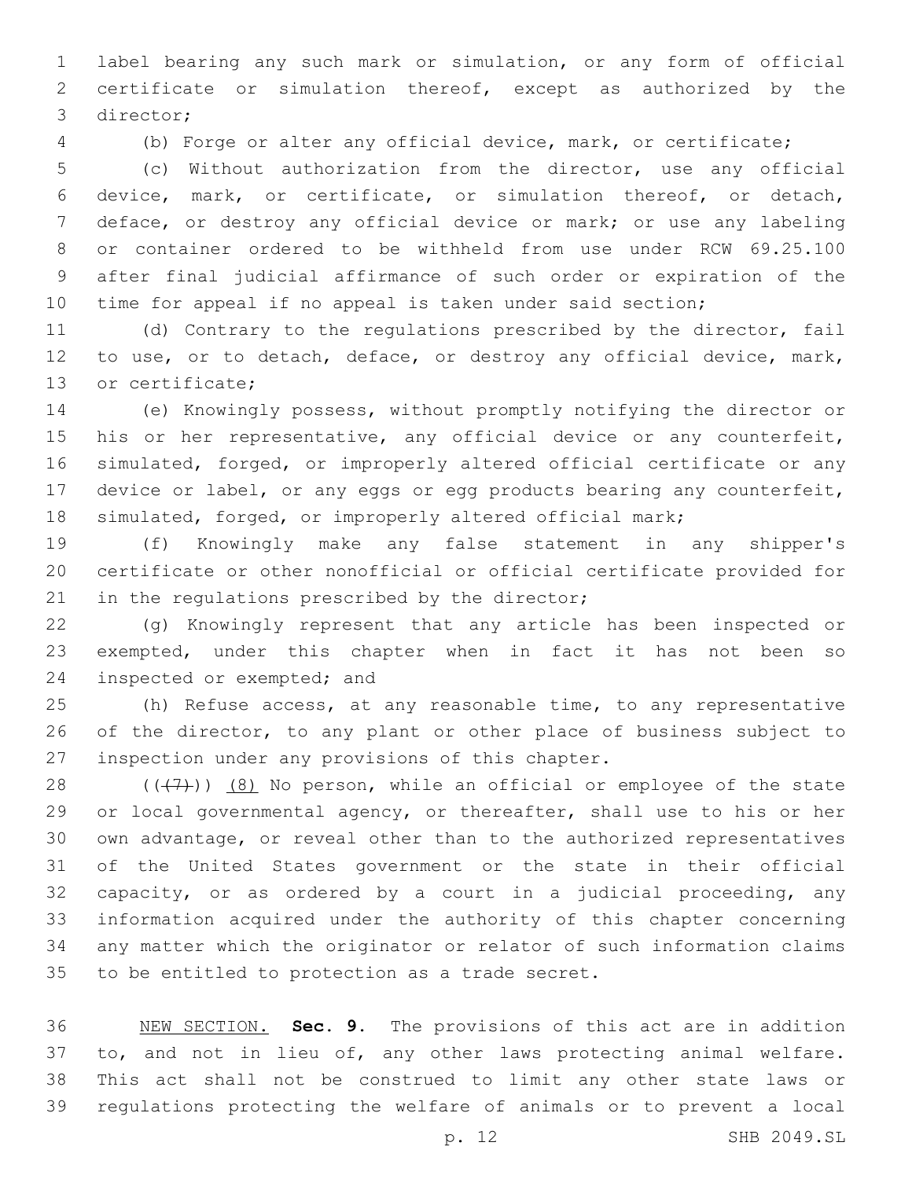label bearing any such mark or simulation, or any form of official certificate or simulation thereof, except as authorized by the director;

(b) Forge or alter any official device, mark, or certificate;

(c) Without authorization from the director, use any official device, mark, or certificate, or simulation thereof, or detach, deface, or destroy any official device or mark; or use any labeling or container ordered to be withheld from use under RCW 69.25.100 after final judicial affirmance of such order or expiration of the time for appeal if no appeal is taken under said section;

(d) Contrary to the regulations prescribed by the director, fail to use, or to detach, deface, or destroy any official device, mark, or certificate;

(e) Knowingly possess, without promptly notifying the director or his or her representative, any official device or any counterfeit, simulated, forged, or improperly altered official certificate or any device or label, or any eggs or egg products bearing any counterfeit, simulated, forged, or improperly altered official mark;

(f) Knowingly make any false statement in any shipper's certificate or other nonofficial or official certificate provided for in the regulations prescribed by the director;

(g) Knowingly represent that any article has been inspected or exempted, under this chapter when in fact it has not been so inspected or exempted; and

(h) Refuse access, at any reasonable time, to any representative of the director, to any plant or other place of business subject to inspection under any provisions of this chapter.

((~~(7)~~)) <u>(8)</u> No person, while an official or employee of the state or local governmental agency, or thereafter, shall use to his or her own advantage, or reveal other than to the authorized representatives of the United States government or the state in their official capacity, or as ordered by a court in a judicial proceeding, any information acquired under the authority of this chapter concerning any matter which the originator or relator of such information claims to be entitled to protection as a trade secret.

<u>NEW SECTION.</u> **Sec. 9.** The provisions of this act are in addition to, and not in lieu of, any other laws protecting animal welfare. This act shall not be construed to limit any other state laws or regulations protecting the welfare of animals or to prevent a local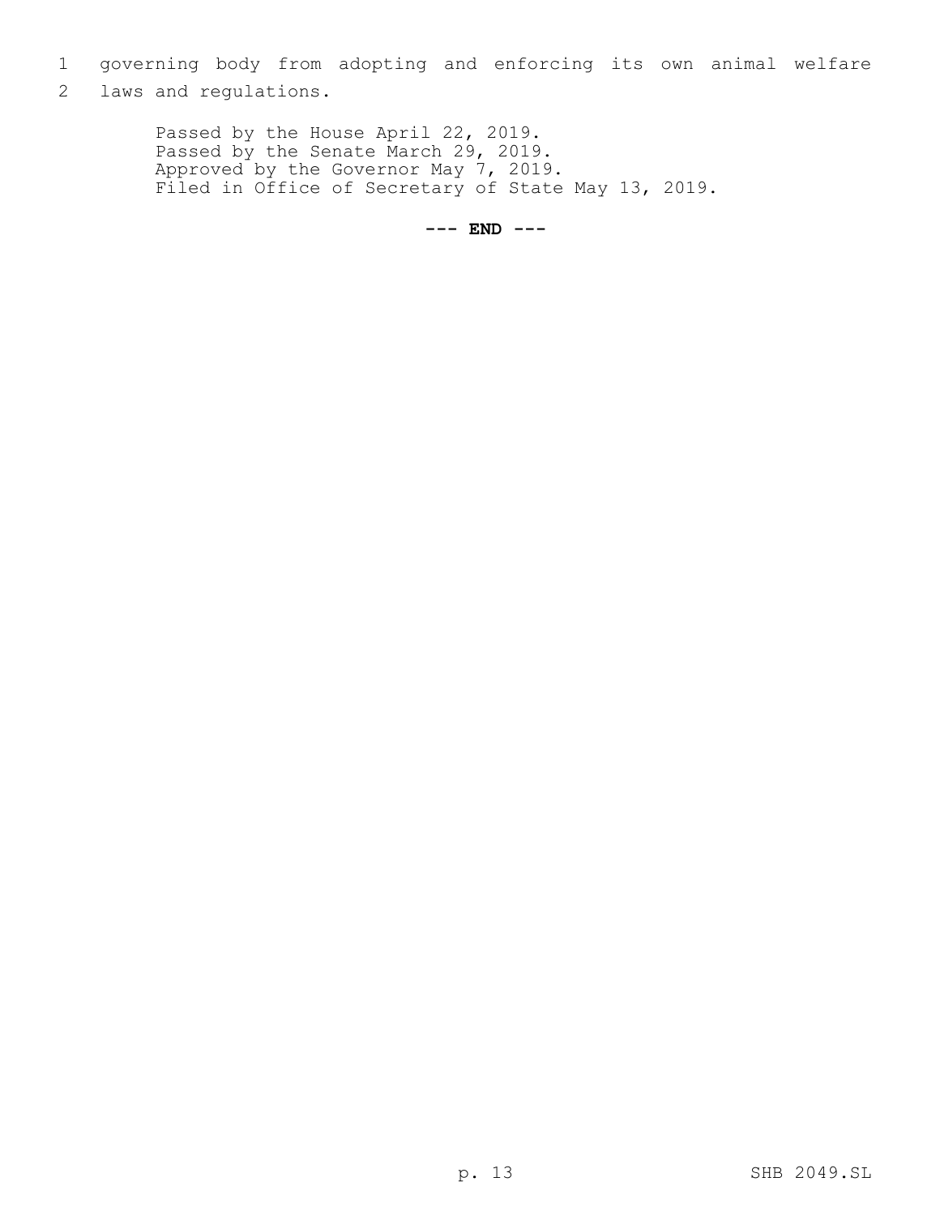governing body from adopting and enforcing its own animal welfare laws and regulations.

Passed by the House April 22, 2019.
Passed by the Senate March 29, 2019.
Approved by the Governor May 7, 2019.
Filed in Office of Secretary of State May 13, 2019.

**--- END ---**